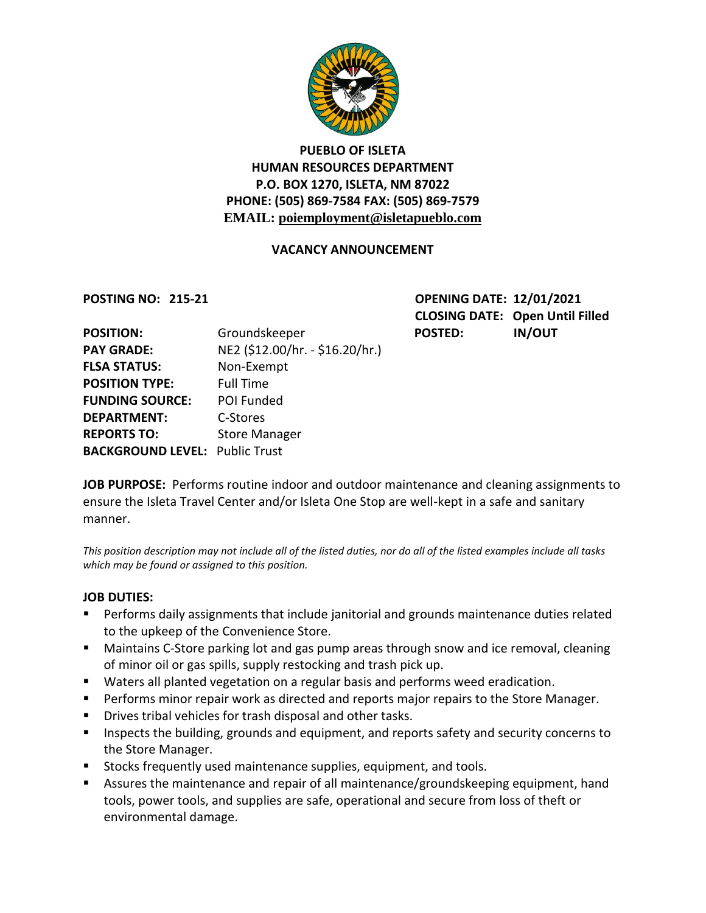# PUEBLO OF ISLETA
## HUMAN RESOURCES DEPARTMENT
**P.O. BOX 1270, ISLETA, NM 87022**
**PHONE: (505) 869-7584 FAX: (505) 869-7579**
**EMAIL: poiemployment@isletapueblo.com**

### VACANCY ANNOUNCEMENT

| | | | |
|---|---|---|---|
| **POSTING NO: 215-21** | | **OPENING DATE:** | **12/01/2021** |
| | | **CLOSING DATE:** | **Open Until Filled** |
| **POSITION:** | Groundskeeper | **POSTED:** | **IN/OUT** |
| **PAY GRADE:** | NE2 ($12.00/hr. - $16.20/hr.) | | |
| **FLSA STATUS:** | Non-Exempt | | |
| **POSITION TYPE:** | Full Time | | |
| **FUNDING SOURCE:** | POI Funded | | |
| **DEPARTMENT:** | C-Stores | | |
| **REPORTS TO:** | Store Manager | | |
| **BACKGROUND LEVEL:** | Public Trust | | |

**JOB PURPOSE:** Performs routine indoor and outdoor maintenance and cleaning assignments to ensure the Isleta Travel Center and/or Isleta One Stop are well-kept in a safe and sanitary manner.

*This position description may not include all of the listed duties, nor do all of the listed examples include all tasks which may be found or assigned to this position.*

**JOB DUTIES:**

- Performs daily assignments that include janitorial and grounds maintenance duties related to the upkeep of the Convenience Store.
- Maintains C-Store parking lot and gas pump areas through snow and ice removal, cleaning of minor oil or gas spills, supply restocking and trash pick up.
- Waters all planted vegetation on a regular basis and performs weed eradication.
- Performs minor repair work as directed and reports major repairs to the Store Manager.
- Drives tribal vehicles for trash disposal and other tasks.
- Inspects the building, grounds and equipment, and reports safety and security concerns to the Store Manager.
- Stocks frequently used maintenance supplies, equipment, and tools.
- Assures the maintenance and repair of all maintenance/groundskeeping equipment, hand tools, power tools, and supplies are safe, operational and secure from loss of theft or environmental damage.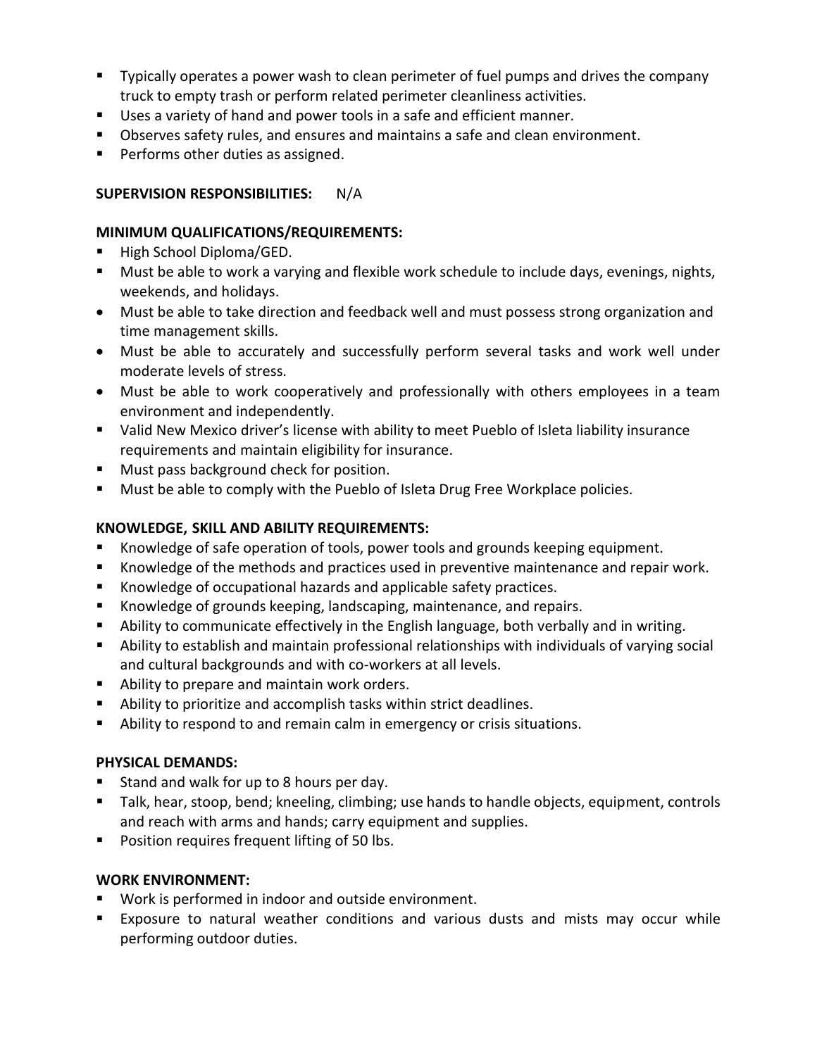- Typically operates a power wash to clean perimeter of fuel pumps and drives the company truck to empty trash or perform related perimeter cleanliness activities.
- Uses a variety of hand and power tools in a safe and efficient manner.
- Observes safety rules, and ensures and maintains a safe and clean environment.
- Performs other duties as assigned.

**SUPERVISION RESPONSIBILITIES:** N/A

**MINIMUM QUALIFICATIONS/REQUIREMENTS:**

- High School Diploma/GED.
- Must be able to work a varying and flexible work schedule to include days, evenings, nights, weekends, and holidays.
- Must be able to take direction and feedback well and must possess strong organization and time management skills.
- Must be able to accurately and successfully perform several tasks and work well under moderate levels of stress.
- Must be able to work cooperatively and professionally with others employees in a team environment and independently.
- Valid New Mexico driver's license with ability to meet Pueblo of Isleta liability insurance requirements and maintain eligibility for insurance.
- Must pass background check for position.
- Must be able to comply with the Pueblo of Isleta Drug Free Workplace policies.

**KNOWLEDGE, SKILL AND ABILITY REQUIREMENTS:**

- Knowledge of safe operation of tools, power tools and grounds keeping equipment.
- Knowledge of the methods and practices used in preventive maintenance and repair work.
- Knowledge of occupational hazards and applicable safety practices.
- Knowledge of grounds keeping, landscaping, maintenance, and repairs.
- Ability to communicate effectively in the English language, both verbally and in writing.
- Ability to establish and maintain professional relationships with individuals of varying social and cultural backgrounds and with co-workers at all levels.
- Ability to prepare and maintain work orders.
- Ability to prioritize and accomplish tasks within strict deadlines.
- Ability to respond to and remain calm in emergency or crisis situations.

**PHYSICAL DEMANDS:**

- Stand and walk for up to 8 hours per day.
- Talk, hear, stoop, bend; kneeling, climbing; use hands to handle objects, equipment, controls and reach with arms and hands; carry equipment and supplies.
- Position requires frequent lifting of 50 lbs.

**WORK ENVIRONMENT:**

- Work is performed in indoor and outside environment.
- Exposure to natural weather conditions and various dusts and mists may occur while performing outdoor duties.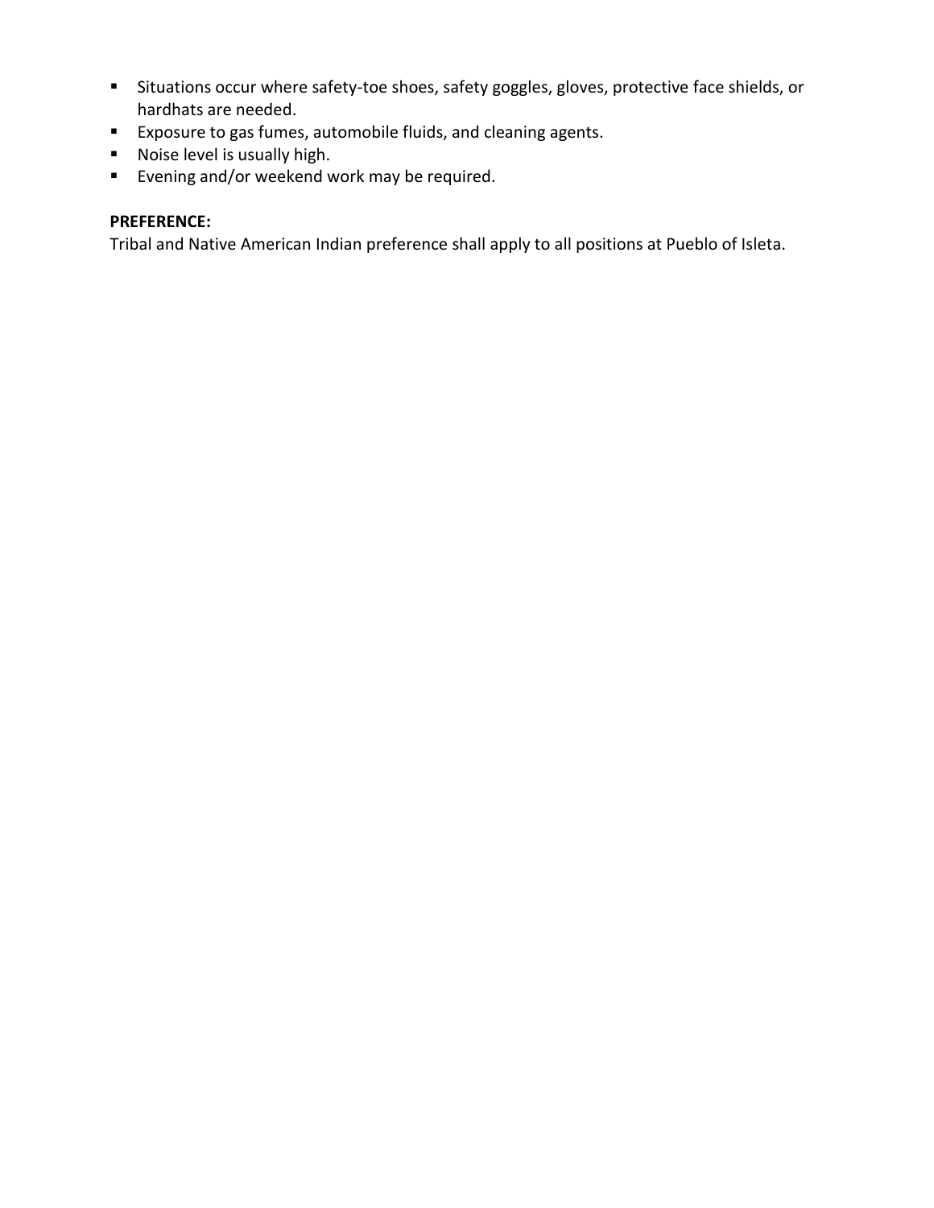- Situations occur where safety-toe shoes, safety goggles, gloves, protective face shields, or hardhats are needed.
- Exposure to gas fumes, automobile fluids, and cleaning agents.
- Noise level is usually high.
- Evening and/or weekend work may be required.

**PREFERENCE:**

Tribal and Native American Indian preference shall apply to all positions at Pueblo of Isleta.